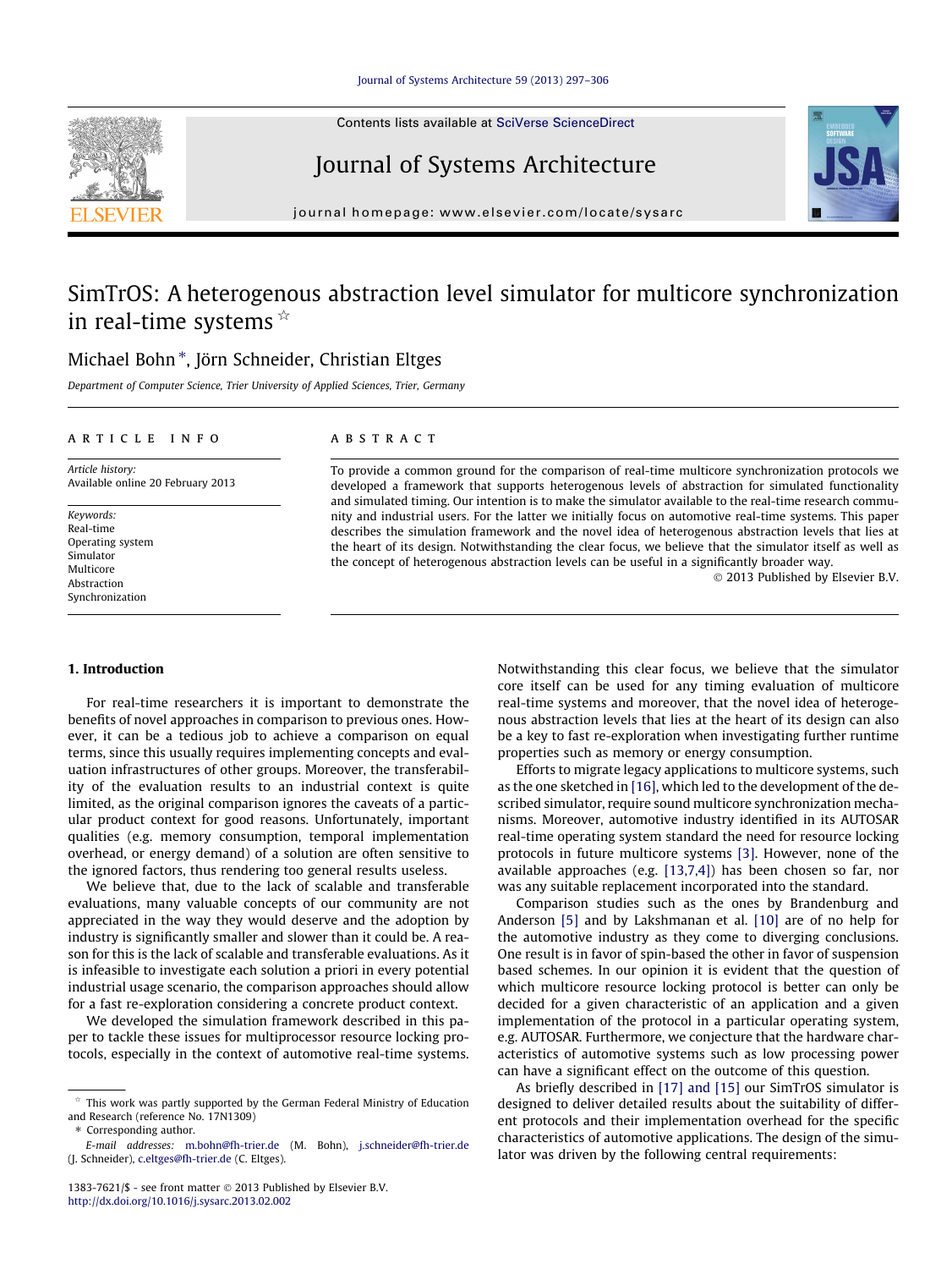# SimTrOS: A heterogenous abstraction level simulator for multicore synchronization in real-time systems ☆

Michael Bohn *, Jörn Schneider, Christian Eltges

*Department of Computer Science, Trier University of Applied Sciences, Trier, Germany*

## ARTICLE INFO

*Article history:*
Available online 20 February 2013

*Keywords:*
Real-time
Operating system
Simulator
Multicore
Abstraction
Synchronization

## ABSTRACT

To provide a common ground for the comparison of real-time multicore synchronization protocols we developed a framework that supports heterogenous levels of abstraction for simulated functionality and simulated timing. Our intention is to make the simulator available to the real-time research community and industrial users. For the latter we initially focus on automotive real-time systems. This paper describes the simulation framework and the novel idea of heterogenous abstraction levels that lies at the heart of its design. Notwithstanding the clear focus, we believe that the simulator itself as well as the concept of heterogenous abstraction levels can be useful in a significantly broader way.

© 2013 Published by Elsevier B.V.

## 1. Introduction

For real-time researchers it is important to demonstrate the benefits of novel approaches in comparison to previous ones. However, it can be a tedious job to achieve a comparison on equal terms, since this usually requires implementing concepts and evaluation infrastructures of other groups. Moreover, the transferability of the evaluation results to an industrial context is quite limited, as the original comparison ignores the caveats of a particular product context for good reasons. Unfortunately, important qualities (e.g. memory consumption, temporal implementation overhead, or energy demand) of a solution are often sensitive to the ignored factors, thus rendering too general results useless.

We believe that, due to the lack of scalable and transferable evaluations, many valuable concepts of our community are not appreciated in the way they would deserve and the adoption by industry is significantly smaller and slower than it could be. A reason for this is the lack of scalable and transferable evaluations. As it is infeasible to investigate each solution a priori in every potential industrial usage scenario, the comparison approaches should allow for a fast re-exploration considering a concrete product context.

We developed the simulation framework described in this paper to tackle these issues for multiprocessor resource locking protocols, especially in the context of automotive real-time systems. Notwithstanding this clear focus, we believe that the simulator core itself can be used for any timing evaluation of multicore real-time systems and moreover, that the novel idea of heterogenous abstraction levels that lies at the heart of its design can also be a key to fast re-exploration when investigating further runtime properties such as memory or energy consumption.

Efforts to migrate legacy applications to multicore systems, such as the one sketched in [16], which led to the development of the described simulator, require sound multicore synchronization mechanisms. Moreover, automotive industry identified in its AUTOSAR real-time operating system standard the need for resource locking protocols in future multicore systems [3]. However, none of the available approaches (e.g. [13,7,4]) has been chosen so far, nor was any suitable replacement incorporated into the standard.

Comparison studies such as the ones by Brandenburg and Anderson [5] and by Lakshmanan et al. [10] are of no help for the automotive industry as they come to diverging conclusions. One result is in favor of spin-based the other in favor of suspension based schemes. In our opinion it is evident that the question of which multicore resource locking protocol is better can only be decided for a given characteristic of an application and a given implementation of the protocol in a particular operating system, e.g. AUTOSAR. Furthermore, we conjecture that the hardware characteristics of automotive systems such as low processing power can have a significant effect on the outcome of this question.

As briefly described in [17] and [15] our SimTrOS simulator is designed to deliver detailed results about the suitability of different protocols and their implementation overhead for the specific characteristics of automotive applications. The design of the simulator was driven by the following central requirements:

☆ This work was partly supported by the German Federal Ministry of Education and Research (reference No. 17N1309)

\* Corresponding author.

*E-mail addresses:* m.bohn@fh-trier.de (M. Bohn), j.schneider@fh-trier.de (J. Schneider), c.eltges@fh-trier.de (C. Eltges).

1383-7621/$ - see front matter © 2013 Published by Elsevier B.V.
http://dx.doi.org/10.1016/j.sysarc.2013.02.002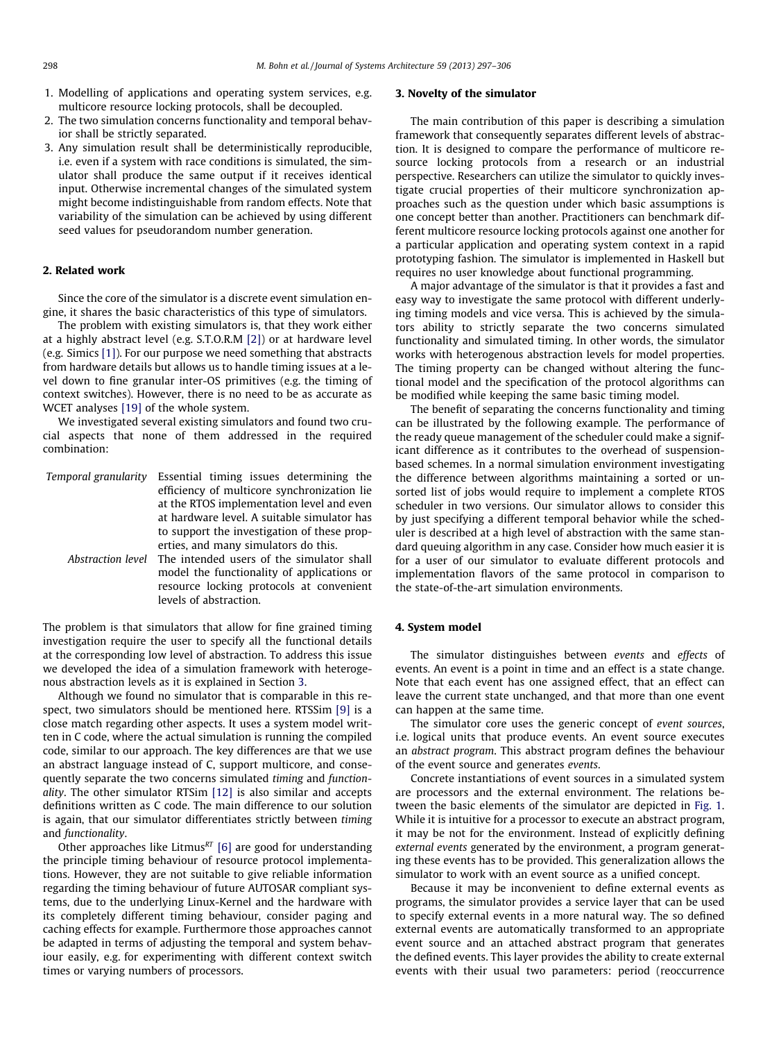1. Modelling of applications and operating system services, e.g. multicore resource locking protocols, shall be decoupled.
2. The two simulation concerns functionality and temporal behavior shall be strictly separated.
3. Any simulation result shall be deterministically reproducible, i.e. even if a system with race conditions is simulated, the simulator shall produce the same output if it receives identical input. Otherwise incremental changes of the simulated system might become indistinguishable from random effects. Note that variability of the simulation can be achieved by using different seed values for pseudorandom number generation.

## 2. Related work

Since the core of the simulator is a discrete event simulation engine, it shares the basic characteristics of this type of simulators.

The problem with existing simulators is, that they work either at a highly abstract level (e.g. S.T.O.R.M [2]) or at hardware level (e.g. Simics [1]). For our purpose we need something that abstracts from hardware details but allows us to handle timing issues at a level down to fine granular inter-OS primitives (e.g. the timing of context switches). However, there is no need to be as accurate as WCET analyses [19] of the whole system.

We investigated several existing simulators and found two crucial aspects that none of them addressed in the required combination:

*Temporal granularity* Essential timing issues determining the efficiency of multicore synchronization lie at the RTOS implementation level and even at hardware level. A suitable simulator has to support the investigation of these properties, and many simulators do this.

*Abstraction level* The intended users of the simulator shall model the functionality of applications or resource locking protocols at convenient levels of abstraction.

The problem is that simulators that allow for fine grained timing investigation require the user to specify all the functional details at the corresponding low level of abstraction. To address this issue we developed the idea of a simulation framework with heterogenous abstraction levels as it is explained in Section 3.

Although we found no simulator that is comparable in this respect, two simulators should be mentioned here. RTSSim [9] is a close match regarding other aspects. It uses a system model written in C code, where the actual simulation is running the compiled code, similar to our approach. The key differences are that we use an abstract language instead of C, support multicore, and consequently separate the two concerns simulated *timing* and *functionality*. The other simulator RTSim [12] is also similar and accepts definitions written as C code. The main difference to our solution is again, that our simulator differentiates strictly between *timing* and *functionality*.

Other approaches like Litmus[RT] [6] are good for understanding the principle timing behaviour of resource protocol implementations. However, they are not suitable to give reliable information regarding the timing behaviour of future AUTOSAR compliant systems, due to the underlying Linux-Kernel and the hardware with its completely different timing behaviour, consider paging and caching effects for example. Furthermore those approaches cannot be adapted in terms of adjusting the temporal and system behaviour easily, e.g. for experimenting with different context switch times or varying numbers of processors.

## 3. Novelty of the simulator

The main contribution of this paper is describing a simulation framework that consequently separates different levels of abstraction. It is designed to compare the performance of multicore resource locking protocols from a research or an industrial perspective. Researchers can utilize the simulator to quickly investigate crucial properties of their multicore synchronization approaches such as the question under which basic assumptions is one concept better than another. Practitioners can benchmark different multicore resource locking protocols against one another for a particular application and operating system context in a rapid prototyping fashion. The simulator is implemented in Haskell but requires no user knowledge about functional programming.

A major advantage of the simulator is that it provides a fast and easy way to investigate the same protocol with different underlying timing models and vice versa. This is achieved by the simulators ability to strictly separate the two concerns simulated functionality and simulated timing. In other words, the simulator works with heterogenous abstraction levels for model properties. The timing property can be changed without altering the functional model and the specification of the protocol algorithms can be modified while keeping the same basic timing model.

The benefit of separating the concerns functionality and timing can be illustrated by the following example. The performance of the ready queue management of the scheduler could make a significant difference as it contributes to the overhead of suspension-based schemes. In a normal simulation environment investigating the difference between algorithms maintaining a sorted or unsorted list of jobs would require to implement a complete RTOS scheduler in two versions. Our simulator allows to consider this by just specifying a different temporal behavior while the scheduler is described at a high level of abstraction with the same standard queuing algorithm in any case. Consider how much easier it is for a user of our simulator to evaluate different protocols and implementation flavors of the same protocol in comparison to the state-of-the-art simulation environments.

## 4. System model

The simulator distinguishes between *events* and *effects* of events. An event is a point in time and an effect is a state change. Note that each event has one assigned effect, that an effect can leave the current state unchanged, and that more than one event can happen at the same time.

The simulator core uses the generic concept of *event sources*, i.e. logical units that produce events. An event source executes an *abstract program*. This abstract program defines the behaviour of the event source and generates *events*.

Concrete instantiations of event sources in a simulated system are processors and the external environment. The relations between the basic elements of the simulator are depicted in Fig. 1. While it is intuitive for a processor to execute an abstract program, it may be not for the environment. Instead of explicitly defining *external events* generated by the environment, a program generating these events has to be provided. This generalization allows the simulator to work with an event source as a unified concept.

Because it may be inconvenient to define external events as programs, the simulator provides a service layer that can be used to specify external events in a more natural way. The so defined external events are automatically transformed to an appropriate event source and an attached abstract program that generates the defined events. This layer provides the ability to create external events with their usual two parameters: period (reoccurrence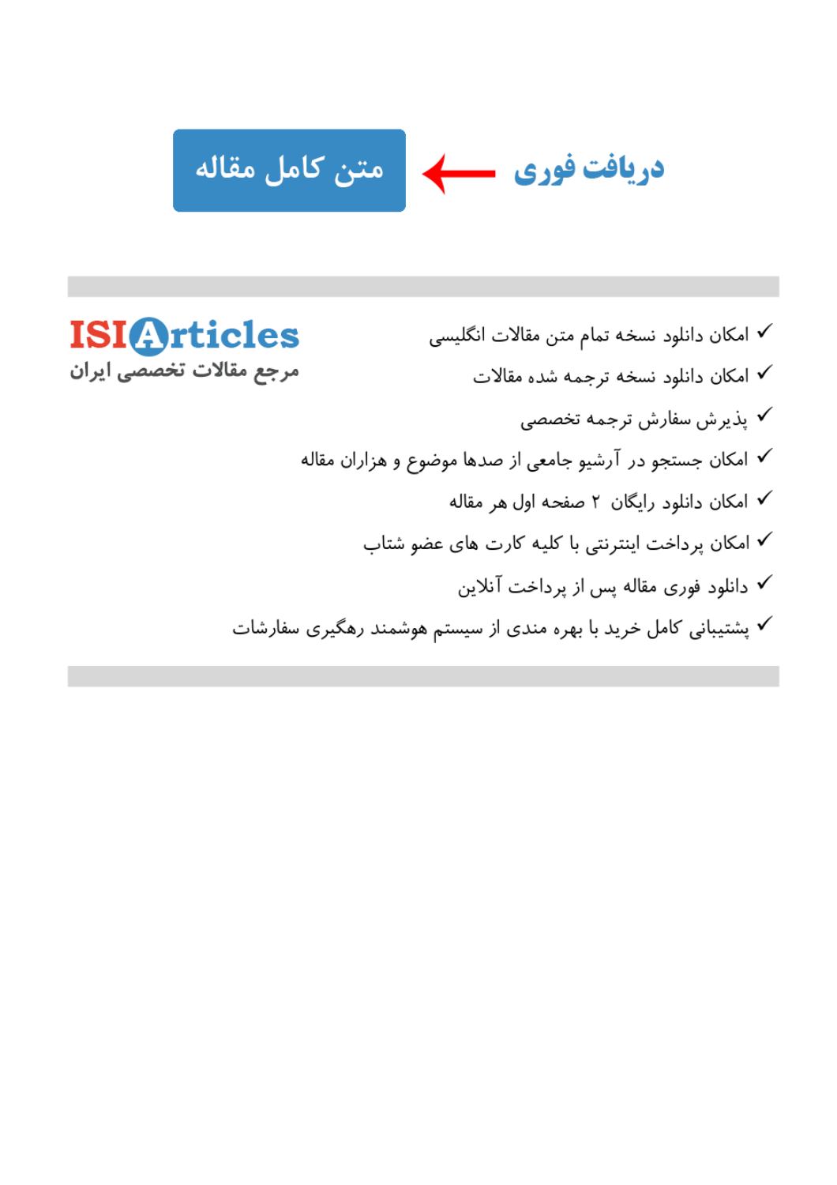دریافت فوری ← **متن کامل مقاله**

**ISIArticles**
مرجع مقالات تخصصی ایران

- ✓ امکان دانلود نسخه تمام متن مقالات انگلیسی
- ✓ امکان دانلود نسخه ترجمه شده مقالات
- ✓ پذیرش سفارش ترجمه تخصصی
- ✓ امکان جستجو در آرشیو جامعی از صدها موضوع و هزاران مقاله
- ✓ امکان دانلود رایگان ۲ صفحه اول هر مقاله
- ✓ امکان پرداخت اینترنتی با کلیه کارت های عضو شتاب
- ✓ دانلود فوری مقاله پس از پرداخت آنلاین
- ✓ پشتیبانی کامل خرید با بهره مندی از سیستم هوشمند رهگیری سفارشات